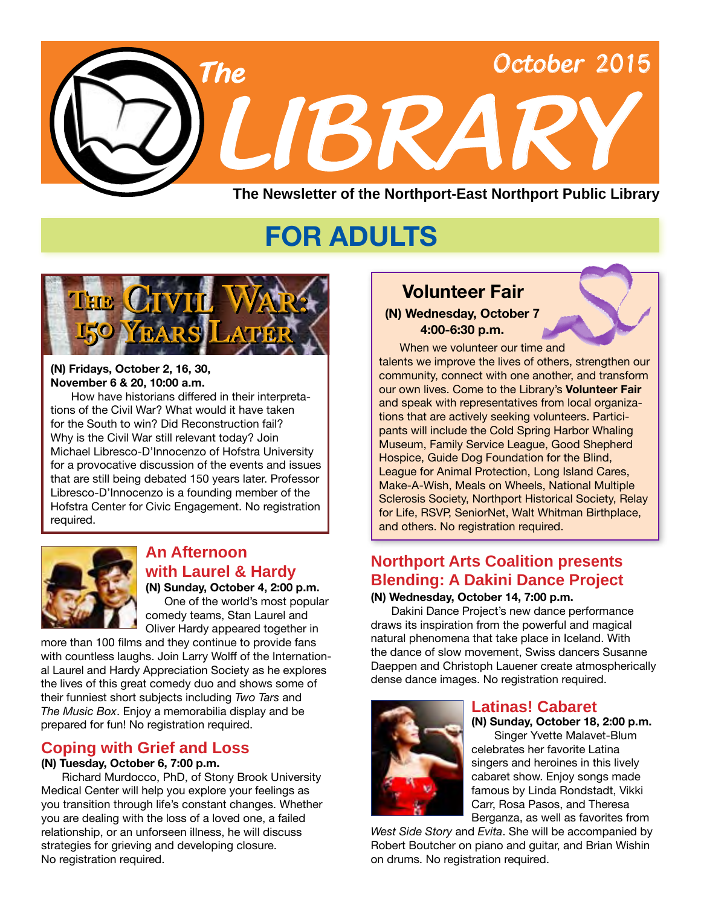# The LIBRARY

October 2015

**The Newsletter of the Northport-East Northport Public Library**

## FOR ADULTS

### The Civil War: 150 Years Later

**(N) Fridays, October 2, 16, 30, November 6 & 20, 10:00 a.m.**

How have historians differed in their interpretations of the Civil War? What would it have taken for the South to win? Did Reconstruction fail? Why is the Civil War still relevant today? Join Michael Libresco-D'Innocenzo of Hofstra University for a provocative discussion of the events and issues that are still being debated 150 years later. Professor Libresco-D'Innocenzo is a founding member of the Hofstra Center for Civic Engagement. No registration required.

### An Afternoon with Laurel & Hardy

**(N) Sunday, October 4, 2:00 p.m.**

One of the world's most popular comedy teams, Stan Laurel and Oliver Hardy appeared together in more than 100 films and they continue to provide fans with countless laughs. Join Larry Wolff of the International Laurel and Hardy Appreciation Society as he explores the lives of this great comedy duo and shows some of their funniest short subjects including *Two Tars* and *The Music Box*. Enjoy a memorabilia display and be prepared for fun! No registration required.

### Coping with Grief and Loss

**(N) Tuesday, October 6, 7:00 p.m.**

Richard Murdocco, PhD, of Stony Brook University Medical Center will help you explore your feelings as you transition through life's constant changes. Whether you are dealing with the loss of a loved one, a failed relationship, or an unforseen illness, he will discuss strategies for grieving and developing closure. No registration required.

### Volunteer Fair

**(N) Wednesday, October 7**
**4:00-6:30 p.m.**

When we volunteer our time and talents we improve the lives of others, strengthen our community, connect with one another, and transform our own lives. Come to the Library's **Volunteer Fair** and speak with representatives from local organizations that are actively seeking volunteers. Participants will include the Cold Spring Harbor Whaling Museum, Family Service League, Good Shepherd Hospice, Guide Dog Foundation for the Blind, League for Animal Protection, Long Island Cares, Make-A-Wish, Meals on Wheels, National Multiple Sclerosis Society, Northport Historical Society, Relay for Life, RSVP, SeniorNet, Walt Whitman Birthplace, and others. No registration required.

### Northport Arts Coalition presents Blending: A Dakini Dance Project

**(N) Wednesday, October 14, 7:00 p.m.**

Dakini Dance Project's new dance performance draws its inspiration from the powerful and magical natural phenomena that take place in Iceland. With the dance of slow movement, Swiss dancers Susanne Daeppen and Christoph Lauener create atmospherically dense dance images. No registration required.

### Latinas! Cabaret

**(N) Sunday, October 18, 2:00 p.m.**

Singer Yvette Malavet-Blum celebrates her favorite Latina singers and heroines in this lively cabaret show. Enjoy songs made famous by Linda Rondstadt, Vikki Carr, Rosa Pasos, and Theresa Berganza, as well as favorites from *West Side Story* and *Evita*. She will be accompanied by Robert Boutcher on piano and guitar, and Brian Wishin on drums. No registration required.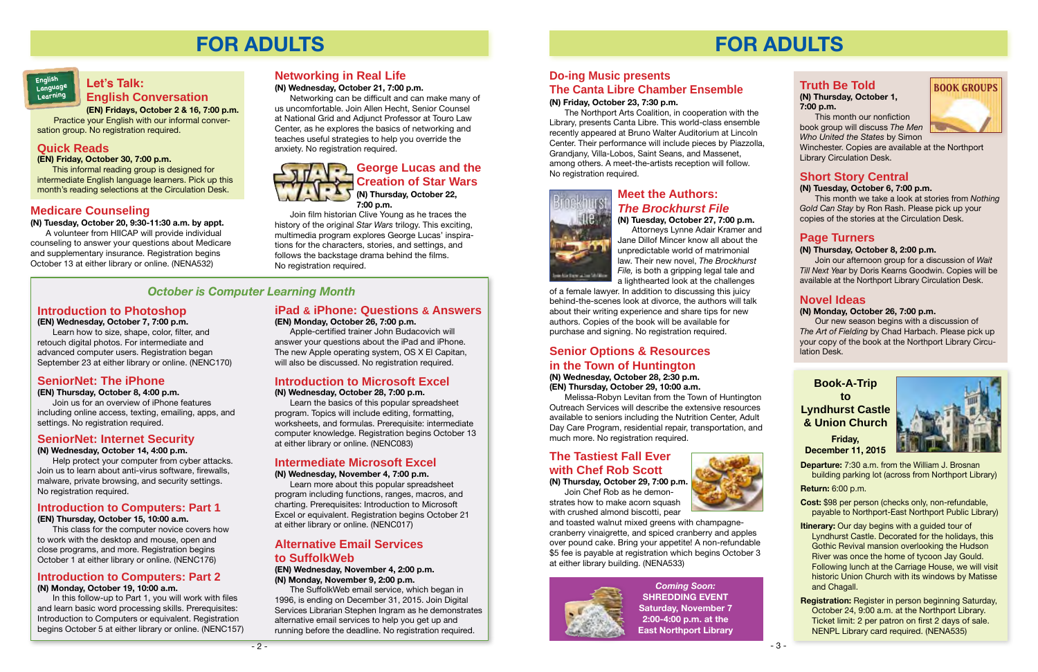# FOR ADULTS

English Language Learning

## Let's Talk: English Conversation

**(EN) Fridays, October 2 & 16, 7:00 p.m.**

Practice your English with our informal conversation group. No registration required.

## Quick Reads

**(EN) Friday, October 30, 7:00 p.m.**

This informal reading group is designed for intermediate English language learners. Pick up this month's reading selections at the Circulation Desk.

## Medicare Counseling

**(N) Tuesday, October 20, 9:30-11:30 a.m. by appt.**

A volunteer from HIICAP will provide individual counseling to answer your questions about Medicare and supplementary insurance. Registration begins October 13 at either library or online. (NENA532)

## Networking in Real Life

**(N) Wednesday, October 21, 7:00 p.m.**

Networking can be difficult and can make many of us uncomfortable. Join Allen Hecht, Senior Counsel at National Grid and Adjunct Professor at Touro Law Center, as he explores the basics of networking and teaches useful strategies to help you override the anxiety. No registration required.

## George Lucas and the Creation of Star Wars

**(N) Thursday, October 22, 7:00 p.m.**

Join film historian Clive Young as he traces the history of the original *Star Wars* trilogy. This exciting, multimedia program explores George Lucas' inspirations for the characters, stories, and settings, and follows the backstage drama behind the films. No registration required.

## *October is Computer Learning Month*

### Introduction to Photoshop

**(EN) Wednesday, October 7, 7:00 p.m.**

Learn how to size, shape, color, filter, and retouch digital photos. For intermediate and advanced computer users. Registration began September 23 at either library or online. (NENC170)

### SeniorNet: The iPhone

**(EN) Thursday, October 8, 4:00 p.m.**

Join us for an overview of iPhone features including online access, texting, emailing, apps, and settings. No registration required.

### SeniorNet: Internet Security

**(N) Wednesday, October 14, 4:00 p.m.**

Help protect your computer from cyber attacks. Join us to learn about anti-virus software, firewalls, malware, private browsing, and security settings. No registration required.

### Introduction to Computers: Part 1

**(EN) Thursday, October 15, 10:00 a.m.**

This class for the computer novice covers how to work with the desktop and mouse, open and close programs, and more. Registration begins October 1 at either library or online. (NENC176)

### Introduction to Computers: Part 2

**(N) Monday, October 19, 10:00 a.m.**

In this follow-up to Part 1, you will work with files and learn basic word processing skills. Prerequisites: Introduction to Computers or equivalent. Registration begins October 5 at either library or online. (NENC157)

### iPad & iPhone: Questions & Answers

**(EN) Monday, October 26, 7:00 p.m.**

Apple-certified trainer John Budacovich will answer your questions about the iPad and iPhone. The new Apple operating system, OS X El Capitan, will also be discussed. No registration required.

### Introduction to Microsoft Excel

**(N) Wednesday, October 28, 7:00 p.m.**

Learn the basics of this popular spreadsheet program. Topics will include editing, formatting, worksheets, and formulas. Prerequisite: intermediate computer knowledge. Registration begins October 13 at either library or online. (NENC083)

### Intermediate Microsoft Excel

**(N) Wednesday, November 4, 7:00 p.m.**

Learn more about this popular spreadsheet program including functions, ranges, macros, and charting. Prerequisites: Introduction to Microsoft Excel or equivalent. Registration begins October 21 at either library or online. (NENC017)

### Alternative Email Services to SuffolkWeb

**(EN) Wednesday, November 4, 2:00 p.m.**
**(N) Monday, November 9, 2:00 p.m.**

The SuffolkWeb email service, which began in 1996, is ending on December 31, 2015. Join Digital Services Librarian Stephen Ingram as he demonstrates alternative email services to help you get up and running before the deadline. No registration required.

# FOR ADULTS

## Do-ing Music presents The Canta Libre Chamber Ensemble

**(N) Friday, October 23, 7:30 p.m.**

The Northport Arts Coalition, in cooperation with the Library, presents Canta Libre. This world-class ensemble recently appeared at Bruno Walter Auditorium at Lincoln Center. Their performance will include pieces by Piazzolla, Grandjany, Villa-Lobos, Saint Seans, and Massenet, among others. A meet-the-artists reception will follow. No registration required.

## Meet the Authors: *The Brockhurst File*

**(N) Tuesday, October 27, 7:00 p.m.**

Attorneys Lynne Adair Kramer and Jane Dillof Mincer know all about the unpredictable world of matrimonial law. Their new novel, *The Brockhurst File,* is both a gripping legal tale and a lighthearted look at the challenges of a female lawyer. In addition to discussing this juicy behind-the-scenes look at divorce, the authors will talk about their writing experience and share tips for new authors. Copies of the book will be available for purchase and signing. No registration required.

## Senior Options & Resources in the Town of Huntington

**(N) Wednesday, October 28, 2:30 p.m.**
**(EN) Thursday, October 29, 10:00 a.m.**

Melissa-Robyn Levitan from the Town of Huntington Outreach Services will describe the extensive resources available to seniors including the Nutrition Center, Adult Day Care Program, residential repair, transportation, and much more. No registration required.

## The Tastiest Fall Ever with Chef Rob Scott

**(N) Thursday, October 29, 7:00 p.m.**

Join Chef Rob as he demonstrates how to make acorn squash with crushed almond biscotti, pear and toasted walnut mixed greens with champagne-cranberry vinaigrette, and spiced cranberry and apples over pound cake. Bring your appetite! A non-refundable $5 fee is payable at registration which begins October 3 at either library building. (NENA533)

*Coming Soon:*
**SHREDDING EVENT**
**Saturday, November 7**
**2:00-4:00 p.m. at the East Northport Library**

## BOOK GROUPS

### Truth Be Told

**(N) Thursday, October 1, 7:00 p.m.**

This month our nonfiction book group will discuss *The Men Who United the States* by Simon Winchester. Copies are available at the Northport Library Circulation Desk.

### Short Story Central

**(N) Tuesday, October 6, 7:00 p.m.**

This month we take a look at stories from *Nothing Gold Can Stay* by Ron Rash. Please pick up your copies of the stories at the Circulation Desk.

### Page Turners

**(N) Thursday, October 8, 2:00 p.m.**

Join our afternoon group for a discussion of *Wait Till Next Year* by Doris Kearns Goodwin. Copies will be available at the Northport Library Circulation Desk.

### Novel Ideas

**(N) Monday, October 26, 7:00 p.m.**

Our new season begins with a discussion of *The Art of Fielding* by Chad Harbach. Please pick up your copy of the book at the Northport Library Circulation Desk.

## Book-A-Trip to Lyndhurst Castle & Union Church

**Friday, December 11, 2015**

**Departure:** 7:30 a.m. from the William J. Brosnan building parking lot (across from Northport Library)

**Return:** 6:00 p.m.

**Cost:** $98 per person (checks only, non-refundable, payable to Northport-East Northport Public Library)

**Itinerary:** Our day begins with a guided tour of Lyndhurst Castle. Decorated for the holidays, this Gothic Revival mansion overlooking the Hudson River was once the home of tycoon Jay Gould. Following lunch at the Carriage House, we will visit historic Union Church with its windows by Matisse and Chagall.

**Registration:** Register in person beginning Saturday, October 24, 9:00 a.m. at the Northport Library. Ticket limit: 2 per patron on first 2 days of sale. NENPL Library card required. (NENA535)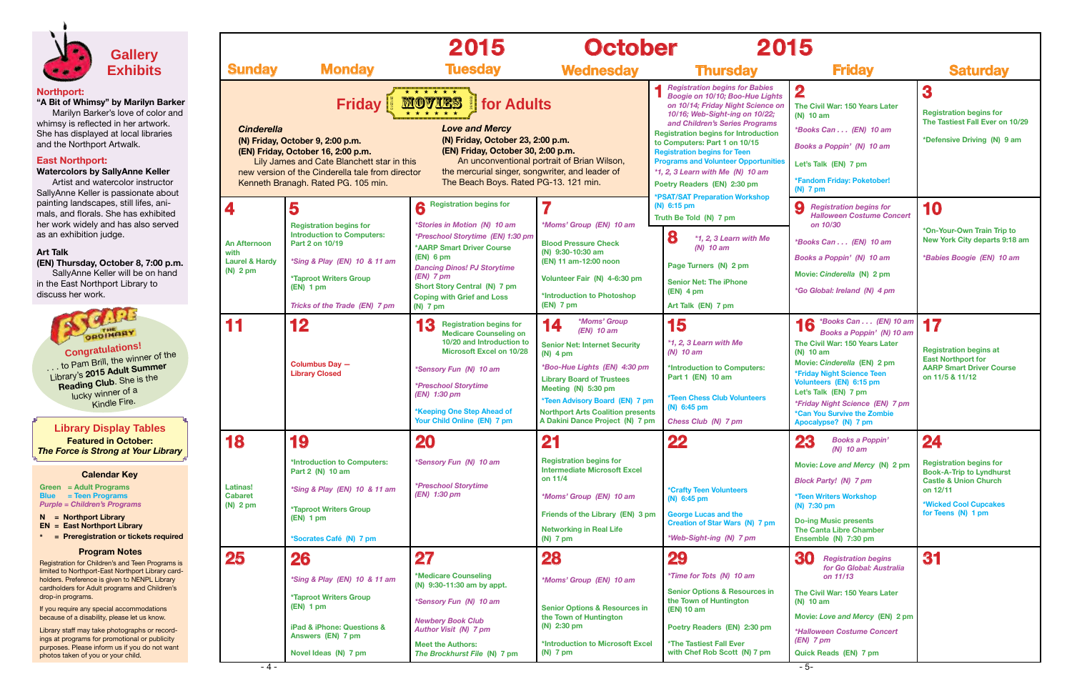## Gallery Exhibits

**Northport:**
**"A Bit of Whimsy" by Marilyn Barker**
Marilyn Barker's love of color and whimsy is reflected in her artwork. She has displayed at local libraries and the Northport Artwalk.

**East Northport:**
**Watercolors by SallyAnne Keller**
Artist and watercolor instructor SallyAnne Keller is passionate about painting landscapes, still lifes, animals, and florals. She has exhibited her work widely and has also served as an exhibition judge.

**Art Talk**
**(EN) Thursday, October 8, 7:00 p.m.**
SallyAnne Keller will be on hand in the East Northport Library to discuss her work.

**Escape the Ordinary**
Congratulations! . . . to Pam Brill, the winner of the Library's **2015 Adult Summer Reading Club**. She is the lucky winner of a Kindle Fire.

**Library Display Tables**
**Featured in October:**
***The Force is Strong at Your Library***

### Calendar Key
Green = Adult Programs
Blue = Teen Programs
*Purple = Children's Programs*

N = Northport Library
EN = East Northport Library
* = Preregistration or tickets required

### Program Notes
Registration for Children's and Teen Programs is limited to Northport-East Northport Library cardholders. Preference is given to NENPL Library cardholders for Adult programs and Children's drop-in programs.

If you require any special accommodations because of a disability, please let us know.

Library staff may take photographs or recordings at programs for promotional or publicity purposes. Please inform us if you do not want photos taken of you or your child.

# 2015 October 2015

## Friday MOVIES for Adults

***Cinderella***
**(N) Friday, October 9, 2:00 p.m.**
**(EN) Friday, October 16, 2:00 p.m.**
Lily James and Cate Blanchett star in this new version of the Cinderella tale from director Kenneth Branagh. Rated PG. 105 min.

***Love and Mercy***
**(N) Friday, October 23, 2:00 p.m.**
**(EN) Friday, October 30, 2:00 p.m.**
An unconventional portrait of Brian Wilson, the mercurial singer, songwriter, and leader of The Beach Boys. Rated PG-13. 121 min.

| Sunday | Monday | Tuesday | Wednesday | Thursday | Friday | Saturday |
|---|---|---|---|---|---|---|
| | | | | **1** *Registration begins for Babies Boogie on 10/10; Boo-Hue Lights on 10/14; Friday Night Science on 10/16; Web-Sight-ing on 10/22; and Children's Series Programs*<br>Registration begins for Introduction to Computers: Part 1 on 10/15<br>Registration begins for Teen Programs and Volunteer Opportunities<br>*1, 2, 3 Learn with Me (N) 10 am*<br>Poetry Readers (EN) 2:30 pm<br>*PSAT/SAT Preparation Workshop (N) 6:15 pm<br>Truth Be Told (N) 7 pm | **2** The Civil War: 150 Years Later (N) 10 am<br>*Books Can . . . (EN) 10 am*<br>*Books a Poppin' (N) 10 am*<br>Let's Talk (EN) 7 pm<br>*Fandom Friday: Poketober! (N) 7 pm | **3** Registration begins for The Tastiest Fall Ever on 10/29<br>*Defensive Driving (N) 9 am |
| **4** An Afternoon with Laurel & Hardy (N) 2 pm | **5** Registration begins for Introduction to Computers: Part 2 on 10/19<br>*\*Sing & Play (EN) 10 & 11 am*<br>*Taproot Writers Group (EN) 1 pm<br>*Tricks of the Trade (EN) 7 pm* | **6** Registration begins for *\*Stories in Motion (N) 10 am*<br>*\*Preschool Storytime (EN) 1:30 pm*<br>*AARP Smart Driver Course (EN) 6 pm<br>*Dancing Dinos! PJ Storytime (EN) 7 pm*<br>Short Story Central (N) 7 pm<br>Coping with Grief and Loss (N) 7 pm | **7** *\*Moms' Group (EN) 10 am*<br>Blood Pressure Check (N) 9:30-10:30 am (EN) 11 am-12:00 noon<br>Volunteer Fair (N) 4-6:30 pm<br>*Introduction to Photoshop (EN) 7 pm | **8** *\*1, 2, 3 Learn with Me (N) 10 am*<br>Page Turners (N) 2 pm<br>Senior Net: The iPhone (EN) 4 pm<br>Art Talk (EN) 7 pm | **9** *Registration begins for Halloween Costume Concert on 10/30*<br>*\*Books Can . . . (EN) 10 am*<br>*Books a Poppin' (N) 10 am*<br>Movie: *Cinderella* (N) 2 pm<br>*\*Go Global: Ireland (N) 4 pm* | **10** *On-Your-Own Train Trip to New York City departs 9:18 am<br>*\*Babies Boogie (EN) 10 am* |
| **11** | **12** Columbus Day — Library Closed | **13** Registration begins for Medicare Counseling on 10/20 and Introduction to Microsoft Excel on 10/28<br>*\*Sensory Fun (N) 10 am*<br>*\*Preschool Storytime (EN) 1:30 pm*<br>*Keeping One Step Ahead of Your Child Online (EN) 7 pm | **14** *\*Moms' Group (EN) 10 am*<br>Senior Net: Internet Security (N) 4 pm<br>*\*Boo-Hue Lights (EN) 4:30 pm*<br>Library Board of Trustees Meeting (N) 5:30 pm<br>*Teen Advisory Board (EN) 7 pm<br>Northport Arts Coalition presents A Dakini Dance Project (N) 7 pm | **15** *\*1, 2, 3 Learn with Me (N) 10 am*<br>*Introduction to Computers: Part 1 (EN) 10 am<br>*Teen Chess Club Volunteers (N) 6:45 pm<br>Chess Club (N) 7 pm | **16** *\*Books Can . . . (EN) 10 am*<br>*Books a Poppin' (N) 10 am*<br>The Civil War: 150 Years Later (N) 10 am<br>Movie: *Cinderella* (EN) 2 pm<br>*Friday Night Science Teen Volunteers (EN) 6:15 pm<br>Let's Talk (EN) 7 pm<br>*\*Friday Night Science (EN) 7 pm*<br>*Can You Survive the Zombie Apocalypse? (N) 7 pm | **17** Registration begins at East Northport for AARP Smart Driver Course on 11/5 & 11/12 |
| **18** Latinas! Cabaret (N) 2 pm | **19** *Introduction to Computers: Part 2 (N) 10 am<br>*\*Sing & Play (EN) 10 & 11 am*<br>*Taproot Writers Group (EN) 1 pm<br>*Socrates Café (N) 7 pm | **20** *\*Sensory Fun (N) 10 am*<br>*\*Preschool Storytime (EN) 1:30 pm* | **21** Registration begins for Intermediate Microsoft Excel on 11/4<br>*\*Moms' Group (EN) 10 am*<br>Friends of the Library (EN) 3 pm<br>Networking in Real Life (N) 7 pm | **22** *Crafty Teen Volunteers (N) 6:45 pm<br>George Lucas and the Creation of Star Wars (N) 7 pm<br>*\*Web-Sight-ing (N) 7 pm* | **23** *Books a Poppin' (N) 10 am*<br>Movie: *Love and Mercy* (N) 2 pm<br>Block Party! (N) 7 pm<br>*Teen Writers Workshop (N) 7:30 pm<br>Do-ing Music presents The Canta Libre Chamber Ensemble (N) 7:30 pm | **24** Registration begins for Book-A-Trip to Lyndhurst Castle & Union Church on 12/11<br>*Wicked Cool Cupcakes for Teens (N) 1 pm |
| **25** | **26** *\*Sing & Play (EN) 10 & 11 am*<br>*Taproot Writers Group (EN) 1 pm<br>iPad & iPhone: Questions & Answers (EN) 7 pm<br>Novel Ideas (N) 7 pm | **27** *Medicare Counseling (N) 9:30-11:30 am by appt.<br>*\*Sensory Fun (N) 10 am*<br>*Newbery Book Club Author Visit (N) 7 pm*<br>Meet the Authors: *The Brockhurst File* (N) 7 pm | **28** *\*Moms' Group (EN) 10 am*<br>Senior Options & Resources in the Town of Huntington (N) 2:30 pm<br>*Introduction to Microsoft Excel (N) 7 pm | **29** *\*Time for Tots (N) 10 am*<br>Senior Options & Resources in the Town of Huntington (EN) 10 am<br>Poetry Readers (EN) 2:30 pm<br>*The Tastiest Fall Ever with Chef Rob Scott (N) 7 pm | **30** *Registration begins for Go Global: Australia on 11/13*<br>The Civil War: 150 Years Later (N) 10 am<br>Movie: *Love and Mercy* (EN) 2 pm<br>*\*Halloween Costume Concert (EN) 7 pm*<br>Quick Reads (EN) 7 pm | **31** |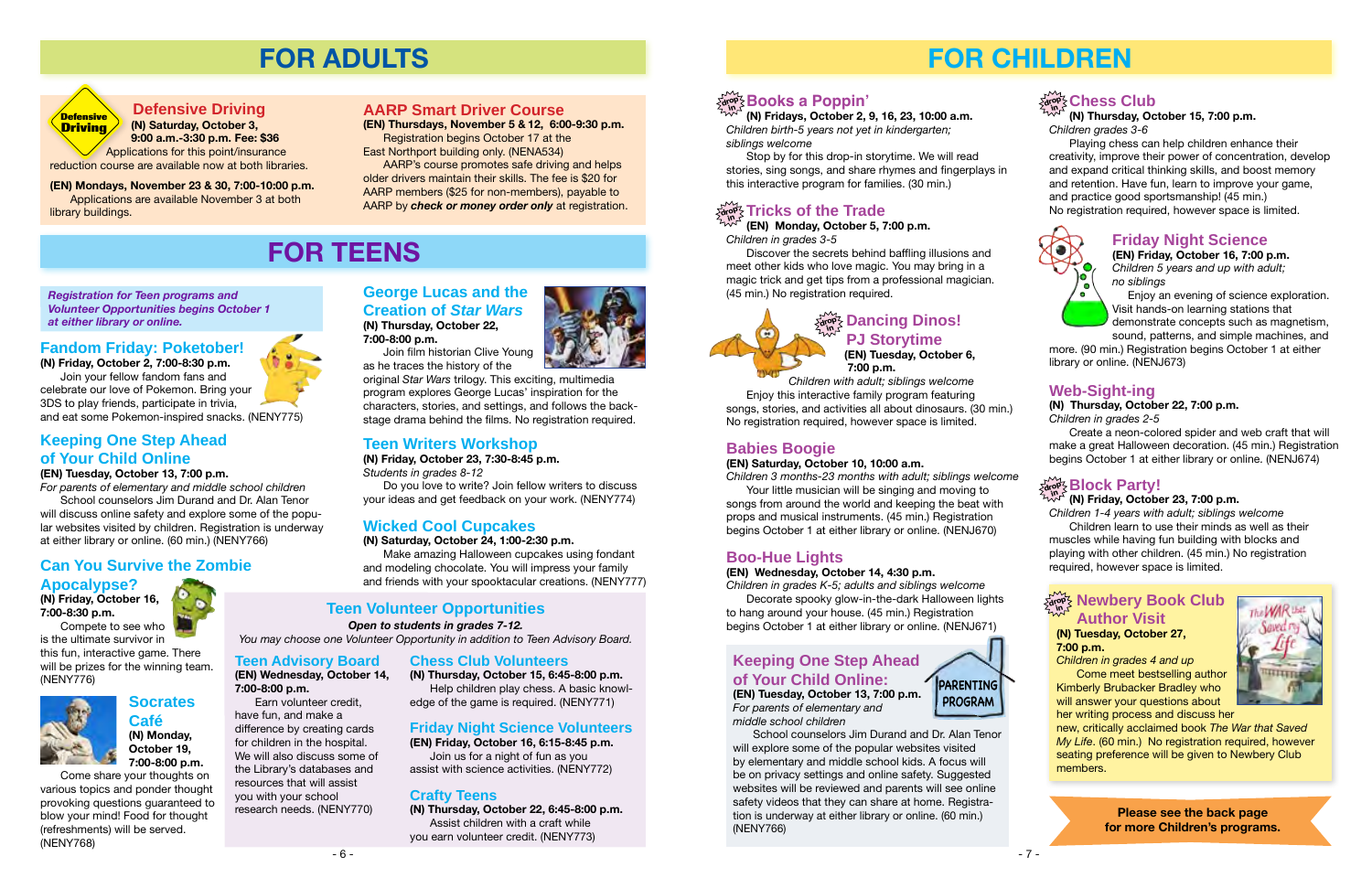# FOR ADULTS

## Defensive Driving

**(N) Saturday, October 3, 9:00 a.m.-3:30 p.m. Fee: $36**

Applications for this point/insurance reduction course are available now at both libraries.

**(EN) Mondays, November 23 & 30, 7:00-10:00 p.m.**

Applications are available November 3 at both library buildings.

## AARP Smart Driver Course

**(EN) Thursdays, November 5 & 12, 6:00-9:30 p.m.**

Registration begins October 17 at the East Northport building only. (NENA534)

AARP's course promotes safe driving and helps older drivers maintain their skills. The fee is $20 for AARP members ($25 for non-members), payable to AARP by ***check or money order only*** at registration.

# FOR TEENS

***Registration for Teen programs and Volunteer Opportunities begins October 1 at either library or online.***

## Fandom Friday: Poketober!

**(N) Friday, October 2, 7:00-8:30 p.m.**

Join your fellow fandom fans and celebrate our love of Pokemon. Bring your 3DS to play friends, participate in trivia, and eat some Pokemon-inspired snacks. (NENY775)

## Keeping One Step Ahead of Your Child Online

**(EN) Tuesday, October 13, 7:00 p.m.**

*For parents of elementary and middle school children*

School counselors Jim Durand and Dr. Alan Tenor will discuss online safety and explore some of the popular websites visited by children. Registration is underway at either library or online. (60 min.) (NENY766)

## Can You Survive the Zombie Apocalypse?

**(N) Friday, October 16, 7:00-8:30 p.m.**

Compete to see who is the ultimate survivor in this fun, interactive game. There will be prizes for the winning team. (NENY776)

## Socrates Café

**(N) Monday, October 19, 7:00-8:00 p.m.**

Come share your thoughts on various topics and ponder thought provoking questions guaranteed to blow your mind! Food for thought (refreshments) will be served. (NENY768)

## George Lucas and the Creation of *Star Wars*

**(N) Thursday, October 22, 7:00-8:00 p.m.**

Join film historian Clive Young as he traces the history of the original *Star Wars* trilogy. This exciting, multimedia program explores George Lucas' inspiration for the characters, stories, and settings, and follows the back-stage drama behind the films. No registration required.

## Teen Writers Workshop

**(N) Friday, October 23, 7:30-8:45 p.m.**

*Students in grades 8-12*

Do you love to write? Join fellow writers to discuss your ideas and get feedback on your work. (NENY774)

## Wicked Cool Cupcakes

**(N) Saturday, October 24, 1:00-2:30 p.m.**

Make amazing Halloween cupcakes using fondant and modeling chocolate. You will impress your family and friends with your spooktacular creations. (NENY777)

## Teen Volunteer Opportunities

***Open to students in grades 7-12.***

*You may choose one Volunteer Opportunity in addition to Teen Advisory Board.*

### Teen Advisory Board

**(EN) Wednesday, October 14, 7:00-8:00 p.m.**

Earn volunteer credit, have fun, and make a difference by creating cards for children in the hospital. We will also discuss some of the Library's databases and resources that will assist you with your school research needs. (NENY770)

### Chess Club Volunteers

**(N) Thursday, October 15, 6:45-8:00 p.m.**

Help children play chess. A basic knowledge of the game is required. (NENY771)

### Friday Night Science Volunteers

**(EN) Friday, October 16, 6:15-8:45 p.m.**

Join us for a night of fun as you assist with science activities. (NENY772)

### Crafty Teens

**(N) Thursday, October 22, 6:45-8:00 p.m.**

Assist children with a craft while you earn volunteer credit. (NENY773)

# FOR CHILDREN

## Books a Poppin'

*drop in*

**(N) Fridays, October 2, 9, 16, 23, 10:00 a.m.**

*Children birth-5 years not yet in kindergarten; siblings welcome*

Stop by for this drop-in storytime. We will read stories, sing songs, and share rhymes and fingerplays in this interactive program for families. (30 min.)

## Tricks of the Trade

*drop in*

**(EN) Monday, October 5, 7:00 p.m.**

*Children in grades 3-5*

Discover the secrets behind baffling illusions and meet other kids who love magic. You may bring in a magic trick and get tips from a professional magician. (45 min.) No registration required.

## Dancing Dinos! PJ Storytime

*drop in*

**(EN) Tuesday, October 6, 7:00 p.m.**

*Children with adult; siblings welcome*

Enjoy this interactive family program featuring songs, stories, and activities all about dinosaurs. (30 min.) No registration required, however space is limited.

## Babies Boogie

**(EN) Saturday, October 10, 10:00 a.m.**

*Children 3 months-23 months with adult; siblings welcome*

Your little musician will be singing and moving to songs from around the world and keeping the beat with props and musical instruments. (45 min.) Registration begins October 1 at either library or online. (NENJ670)

## Boo-Hue Lights

**(EN) Wednesday, October 14, 4:30 p.m.**

*Children in grades K-5; adults and siblings welcome*

Decorate spooky glow-in-the-dark Halloween lights to hang around your house. (45 min.) Registration begins October 1 at either library or online. (NENJ671)

## Keeping One Step Ahead of Your Child Online:

PARENTING PROGRAM

**(EN) Tuesday, October 13, 7:00 p.m.**

*For parents of elementary and middle school children*

School counselors Jim Durand and Dr. Alan Tenor will explore some of the popular websites visited by elementary and middle school kids. A focus will be on privacy settings and online safety. Suggested websites will be reviewed and parents will see online safety videos that they can share at home. Registration is underway at either library or online. (60 min.) (NENY766)

## Chess Club

*drop in*

**(N) Thursday, October 15, 7:00 p.m.**

*Children grades 3-6*

Playing chess can help children enhance their creativity, improve their power of concentration, develop and expand critical thinking skills, and boost memory and retention. Have fun, learn to improve your game, and practice good sportsmanship! (45 min.) No registration required, however space is limited.

## Friday Night Science

**(EN) Friday, October 16, 7:00 p.m.**

*Children 5 years and up with adult; no siblings*

Enjoy an evening of science exploration. Visit hands-on learning stations that demonstrate concepts such as magnetism, sound, patterns, and simple machines, and more. (90 min.) Registration begins October 1 at either library or online. (NENJ673)

## Web-Sight-ing

**(N) Thursday, October 22, 7:00 p.m.**

*Children in grades 2-5*

Create a neon-colored spider and web craft that will make a great Halloween decoration. (45 min.) Registration begins October 1 at either library or online. (NENJ674)

## Block Party!

*drop in*

**(N) Friday, October 23, 7:00 p.m.**

*Children 1-4 years with adult; siblings welcome*

Children learn to use their minds as well as their muscles while having fun building with blocks and playing with other children. (45 min.) No registration required, however space is limited.

## Newbery Book Club Author Visit

*drop in*

**(N) Tuesday, October 27, 7:00 p.m.**

*Children in grades 4 and up*

Come meet bestselling author Kimberly Brubacker Bradley who will answer your questions about her writing process and discuss her new, critically acclaimed book *The War that Saved My Life*. (60 min.) No registration required, however seating preference will be given to Newbery Club members.

**Please see the back page for more Children's programs.**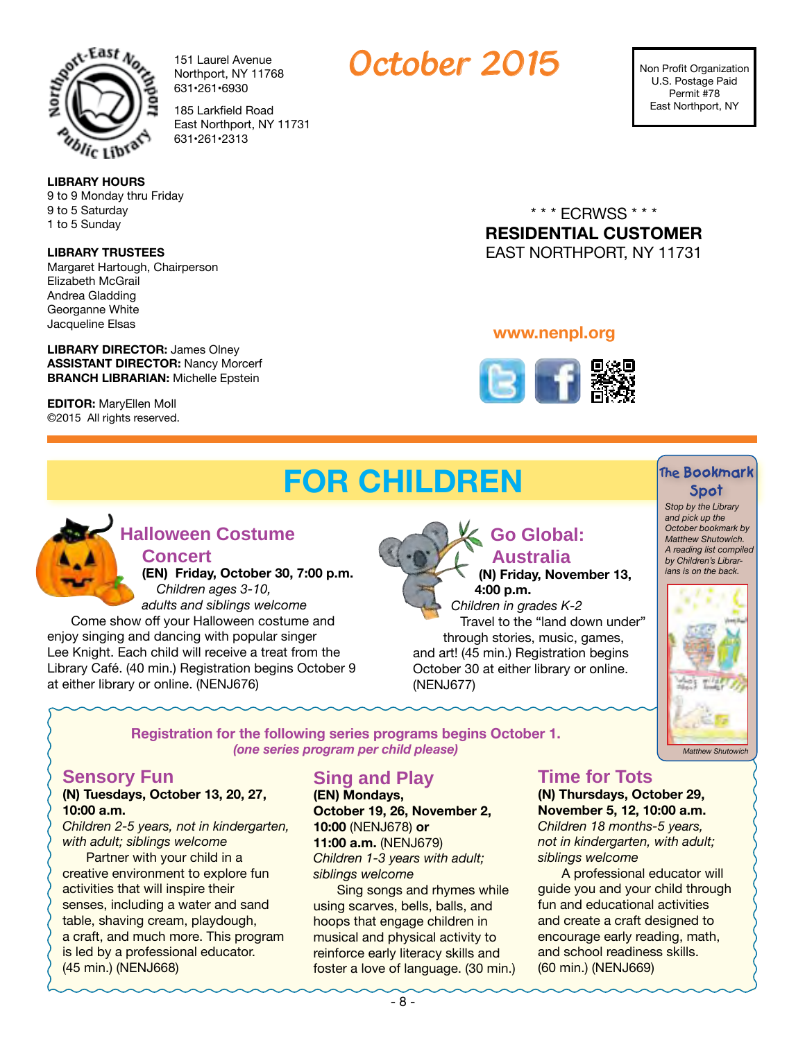151 Laurel Avenue
Northport, NY 11768
631•261•6930

185 Larkfield Road
East Northport, NY 11731
631•261•2313

# October 2015

Non Profit Organization
U.S. Postage Paid
Permit #78
East Northport, NY

**LIBRARY HOURS**
9 to 9 Monday thru Friday
9 to 5 Saturday
1 to 5 Sunday

**LIBRARY TRUSTEES**
Margaret Hartough, Chairperson
Elizabeth McGrail
Andrea Gladding
Georganne White
Jacqueline Elsas

**LIBRARY DIRECTOR:** James Olney
**ASSISTANT DIRECTOR:** Nancy Morcerf
**BRANCH LIBRARIAN:** Michelle Epstein

**EDITOR:** MaryEllen Moll
©2015 All rights reserved.

\* \* \* ECRWSS \* \* \*
**RESIDENTIAL CUSTOMER**
EAST NORTHPORT, NY 11731

**www.nenpl.org**

# FOR CHILDREN

## Halloween Costume Concert

**(EN) Friday, October 30, 7:00 p.m.**
*Children ages 3-10, adults and siblings welcome*

Come show off your Halloween costume and enjoy singing and dancing with popular singer Lee Knight. Each child will receive a treat from the Library Café. (40 min.) Registration begins October 9 at either library or online. (NENJ676)

## Go Global: Australia

**(N) Friday, November 13, 4:00 p.m.**
*Children in grades K-2*

Travel to the "land down under" through stories, music, games, and art! (45 min.) Registration begins October 30 at either library or online. (NENJ677)

## The Bookmark Spot

*Stop by the Library and pick up the October bookmark by Matthew Shutowich. A reading list compiled by Children's Librarians is on the back.*

*Matthew Shutowich*

**Registration for the following series programs begins October 1.**
***(one series program per child please)***

## Sensory Fun

**(N) Tuesdays, October 13, 20, 27, 10:00 a.m.**
*Children 2-5 years, not in kindergarten, with adult; siblings welcome*

Partner with your child in a creative environment to explore fun activities that will inspire their senses, including a water and sand table, shaving cream, playdough, a craft, and much more. This program is led by a professional educator. (45 min.) (NENJ668)

## Sing and Play

**(EN) Mondays, October 19, 26, November 2, 10:00** (NENJ678) **or 11:00 a.m.** (NENJ679)
*Children 1-3 years with adult; siblings welcome*

Sing songs and rhymes while using scarves, bells, balls, and hoops that engage children in musical and physical activity to reinforce early literacy skills and foster a love of language. (30 min.)

## Time for Tots

**(N) Thursdays, October 29, November 5, 12, 10:00 a.m.**
*Children 18 months-5 years, not in kindergarten, with adult; siblings welcome*

A professional educator will guide you and your child through fun and educational activities and create a craft designed to encourage early reading, math, and school readiness skills. (60 min.) (NENJ669)